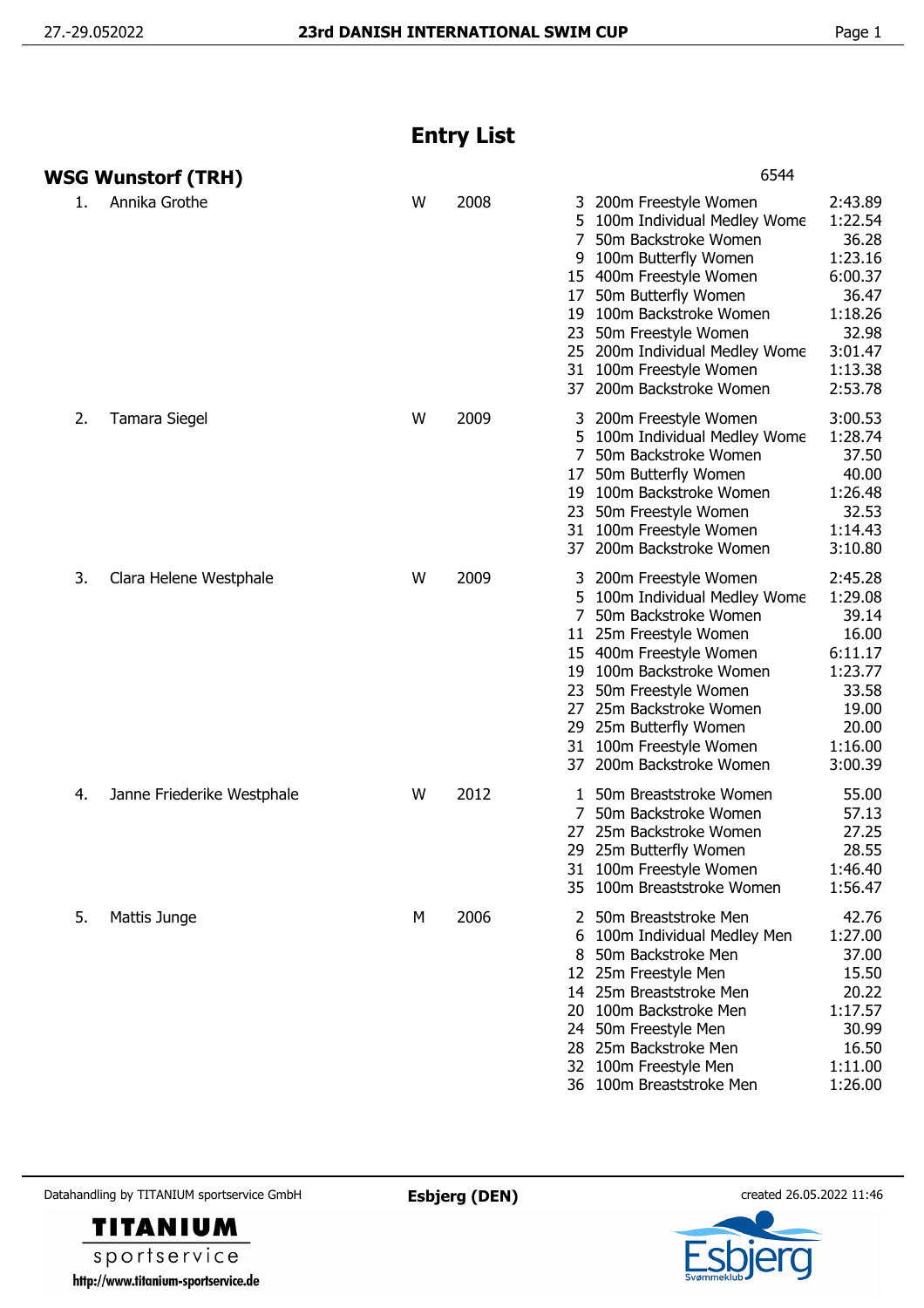# Entry List

## WSG Wunstorf (TRH)

6544

| No. | Name | Sex | Year | Event | Event Name | Entry Time |
|---|---|---|---|---|---|---|
| 1. | Annika Grothe | W | 2008 | 3 | 200m Freestyle Women | 2:43.89 |
| | | | | 5 | 100m Individual Medley Wome | 1:22.54 |
| | | | | 7 | 50m Backstroke Women | 36.28 |
| | | | | 9 | 100m Butterfly Women | 1:23.16 |
| | | | | 15 | 400m Freestyle Women | 6:00.37 |
| | | | | 17 | 50m Butterfly Women | 36.47 |
| | | | | 19 | 100m Backstroke Women | 1:18.26 |
| | | | | 23 | 50m Freestyle Women | 32.98 |
| | | | | 25 | 200m Individual Medley Wome | 3:01.47 |
| | | | | 31 | 100m Freestyle Women | 1:13.38 |
| | | | | 37 | 200m Backstroke Women | 2:53.78 |
| 2. | Tamara Siegel | W | 2009 | 3 | 200m Freestyle Women | 3:00.53 |
| | | | | 5 | 100m Individual Medley Wome | 1:28.74 |
| | | | | 7 | 50m Backstroke Women | 37.50 |
| | | | | 17 | 50m Butterfly Women | 40.00 |
| | | | | 19 | 100m Backstroke Women | 1:26.48 |
| | | | | 23 | 50m Freestyle Women | 32.53 |
| | | | | 31 | 100m Freestyle Women | 1:14.43 |
| | | | | 37 | 200m Backstroke Women | 3:10.80 |
| 3. | Clara Helene Westphale | W | 2009 | 3 | 200m Freestyle Women | 2:45.28 |
| | | | | 5 | 100m Individual Medley Wome | 1:29.08 |
| | | | | 7 | 50m Backstroke Women | 39.14 |
| | | | | 11 | 25m Freestyle Women | 16.00 |
| | | | | 15 | 400m Freestyle Women | 6:11.17 |
| | | | | 19 | 100m Backstroke Women | 1:23.77 |
| | | | | 23 | 50m Freestyle Women | 33.58 |
| | | | | 27 | 25m Backstroke Women | 19.00 |
| | | | | 29 | 25m Butterfly Women | 20.00 |
| | | | | 31 | 100m Freestyle Women | 1:16.00 |
| | | | | 37 | 200m Backstroke Women | 3:00.39 |
| 4. | Janne Friederike Westphale | W | 2012 | 1 | 50m Breaststroke Women | 55.00 |
| | | | | 7 | 50m Backstroke Women | 57.13 |
| | | | | 27 | 25m Backstroke Women | 27.25 |
| | | | | 29 | 25m Butterfly Women | 28.55 |
| | | | | 31 | 100m Freestyle Women | 1:46.40 |
| | | | | 35 | 100m Breaststroke Women | 1:56.47 |
| 5. | Mattis Junge | M | 2006 | 2 | 50m Breaststroke Men | 42.76 |
| | | | | 6 | 100m Individual Medley Men | 1:27.00 |
| | | | | 8 | 50m Backstroke Men | 37.00 |
| | | | | 12 | 25m Freestyle Men | 15.50 |
| | | | | 14 | 25m Breaststroke Men | 20.22 |
| | | | | 20 | 100m Backstroke Men | 1:17.57 |
| | | | | 24 | 50m Freestyle Men | 30.99 |
| | | | | 28 | 25m Backstroke Men | 16.50 |
| | | | | 32 | 100m Freestyle Men | 1:11.00 |
| | | | | 36 | 100m Breaststroke Men | 1:26.00 |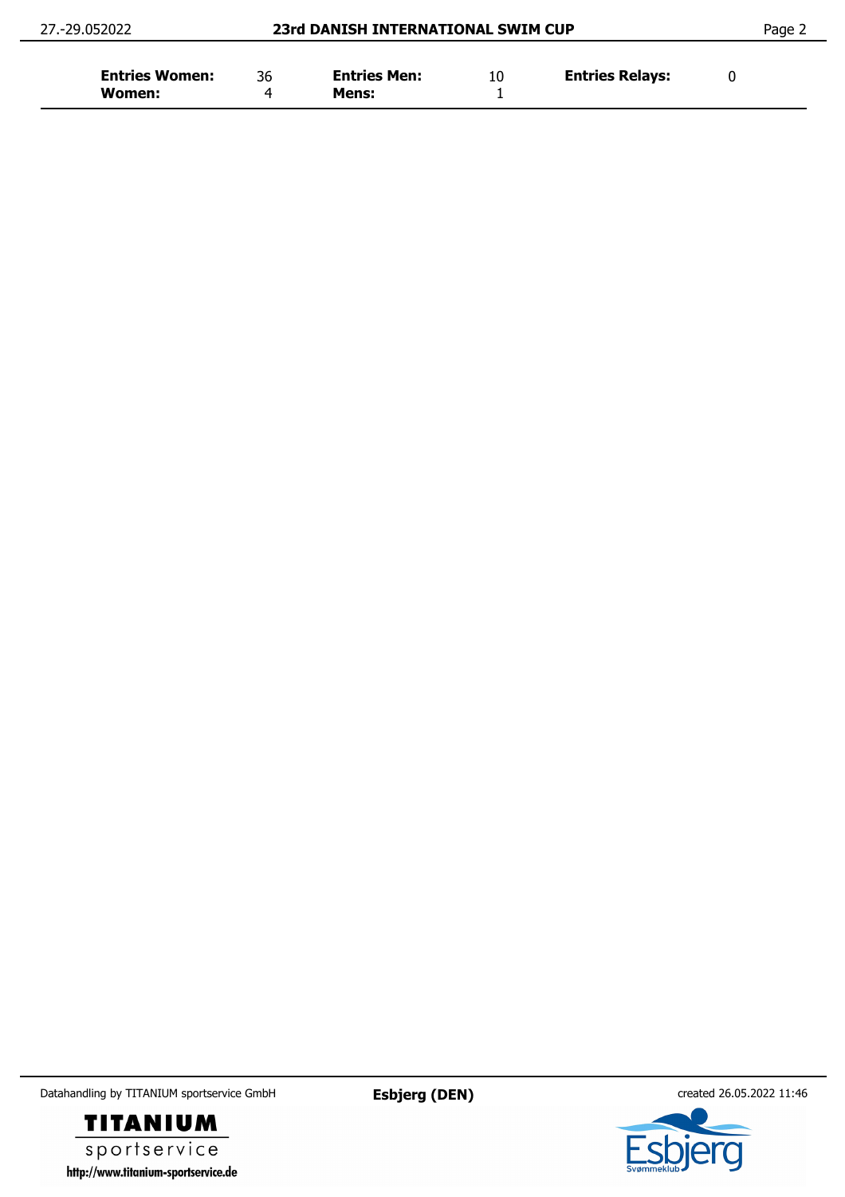| | | | | | |
|---|---|---|---|---|---|
| **Entries Women:** | 36 | **Entries Men:** | 10 | **Entries Relays:** | 0 |
| **Women:** | 4 | **Mens:** | 1 | | |